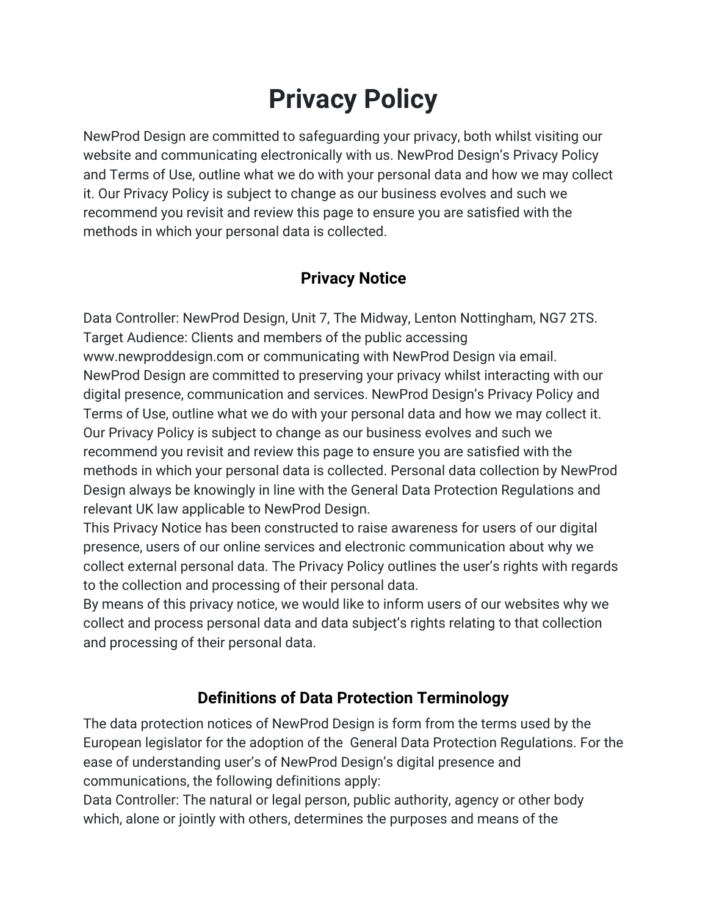# Privacy Policy

NewProd Design are committed to safeguarding your privacy, both whilst visiting our website and communicating electronically with us. NewProd Design's Privacy Policy and Terms of Use, outline what we do with your personal data and how we may collect it. Our Privacy Policy is subject to change as our business evolves and such we recommend you revisit and review this page to ensure you are satisfied with the methods in which your personal data is collected.

## Privacy Notice

Data Controller: NewProd Design, Unit 7, The Midway, Lenton Nottingham, NG7 2TS.
Target Audience: Clients and members of the public accessing www.newproddesign.com or communicating with NewProd Design via email.
NewProd Design are committed to preserving your privacy whilst interacting with our digital presence, communication and services. NewProd Design's Privacy Policy and Terms of Use, outline what we do with your personal data and how we may collect it. Our Privacy Policy is subject to change as our business evolves and such we recommend you revisit and review this page to ensure you are satisfied with the methods in which your personal data is collected. Personal data collection by NewProd Design always be knowingly in line with the General Data Protection Regulations and relevant UK law applicable to NewProd Design.
This Privacy Notice has been constructed to raise awareness for users of our digital presence, users of our online services and electronic communication about why we collect external personal data. The Privacy Policy outlines the user's rights with regards to the collection and processing of their personal data.
By means of this privacy notice, we would like to inform users of our websites why we collect and process personal data and data subject's rights relating to that collection and processing of their personal data.

## Definitions of Data Protection Terminology

The data protection notices of NewProd Design is form from the terms used by the European legislator for the adoption of the General Data Protection Regulations. For the ease of understanding user's of NewProd Design's digital presence and communications, the following definitions apply:
Data Controller: The natural or legal person, public authority, agency or other body which, alone or jointly with others, determines the purposes and means of the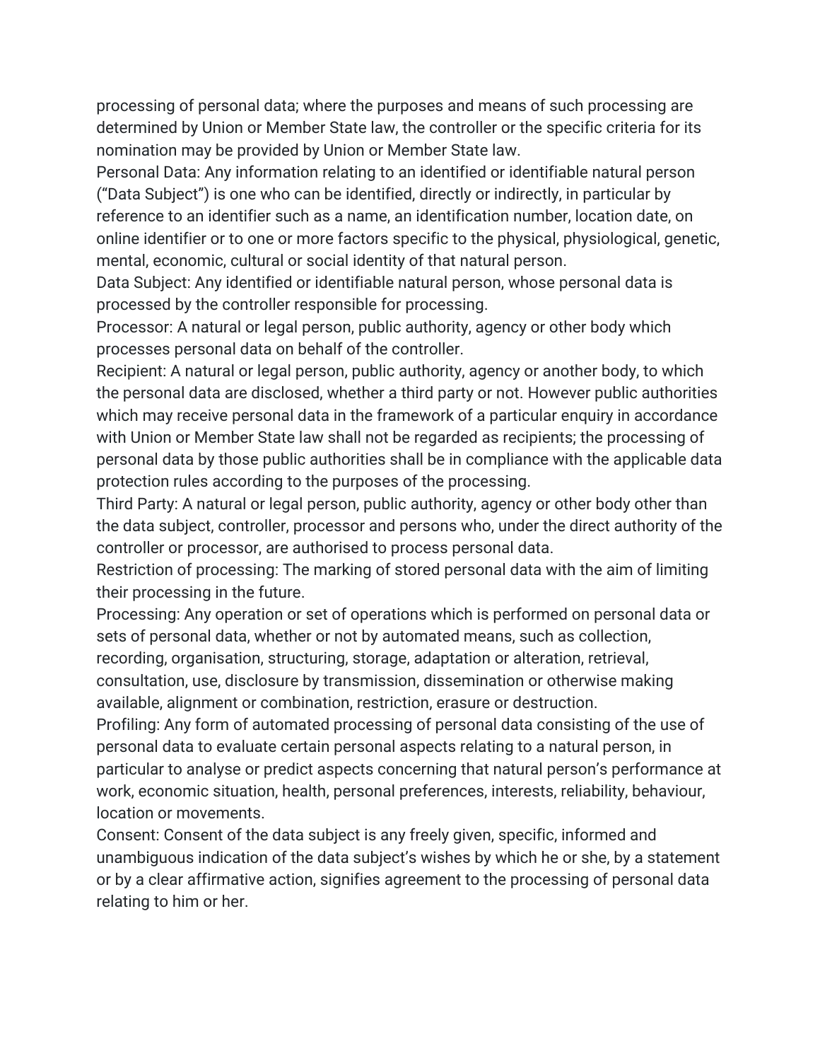processing of personal data; where the purposes and means of such processing are determined by Union or Member State law, the controller or the specific criteria for its nomination may be provided by Union or Member State law.

Personal Data: Any information relating to an identified or identifiable natural person ("Data Subject") is one who can be identified, directly or indirectly, in particular by reference to an identifier such as a name, an identification number, location date, on online identifier or to one or more factors specific to the physical, physiological, genetic, mental, economic, cultural or social identity of that natural person.

Data Subject: Any identified or identifiable natural person, whose personal data is processed by the controller responsible for processing.

Processor: A natural or legal person, public authority, agency or other body which processes personal data on behalf of the controller.

Recipient: A natural or legal person, public authority, agency or another body, to which the personal data are disclosed, whether a third party or not. However public authorities which may receive personal data in the framework of a particular enquiry in accordance with Union or Member State law shall not be regarded as recipients; the processing of personal data by those public authorities shall be in compliance with the applicable data protection rules according to the purposes of the processing.

Third Party: A natural or legal person, public authority, agency or other body other than the data subject, controller, processor and persons who, under the direct authority of the controller or processor, are authorised to process personal data.

Restriction of processing: The marking of stored personal data with the aim of limiting their processing in the future.

Processing: Any operation or set of operations which is performed on personal data or sets of personal data, whether or not by automated means, such as collection, recording, organisation, structuring, storage, adaptation or alteration, retrieval, consultation, use, disclosure by transmission, dissemination or otherwise making available, alignment or combination, restriction, erasure or destruction.

Profiling: Any form of automated processing of personal data consisting of the use of personal data to evaluate certain personal aspects relating to a natural person, in particular to analyse or predict aspects concerning that natural person's performance at work, economic situation, health, personal preferences, interests, reliability, behaviour, location or movements.

Consent: Consent of the data subject is any freely given, specific, informed and unambiguous indication of the data subject's wishes by which he or she, by a statement or by a clear affirmative action, signifies agreement to the processing of personal data relating to him or her.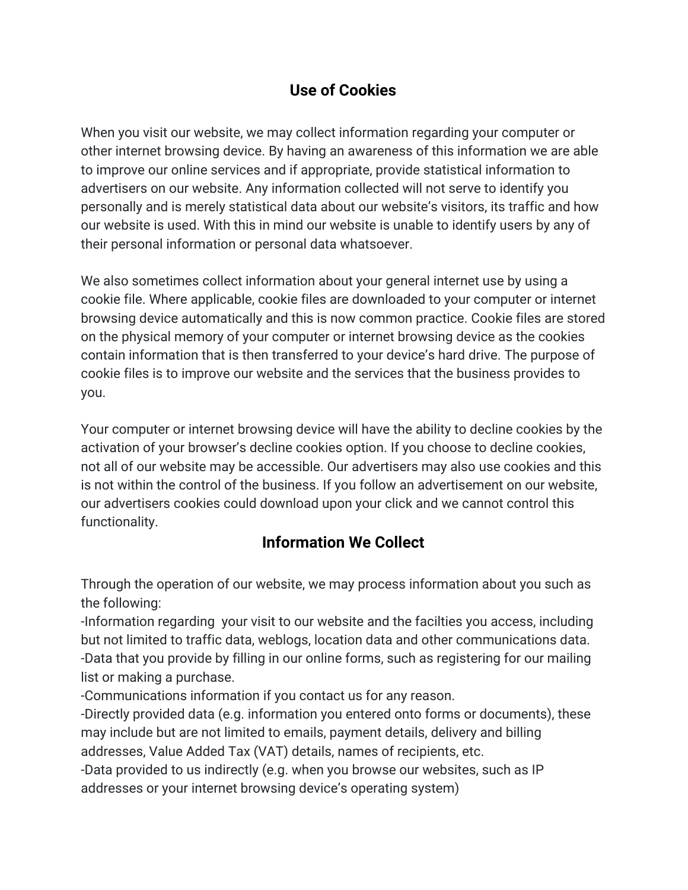## Use of Cookies

When you visit our website, we may collect information regarding your computer or other internet browsing device. By having an awareness of this information we are able to improve our online services and if appropriate, provide statistical information to advertisers on our website. Any information collected will not serve to identify you personally and is merely statistical data about our website's visitors, its traffic and how our website is used. With this in mind our website is unable to identify users by any of their personal information or personal data whatsoever.

We also sometimes collect information about your general internet use by using a cookie file. Where applicable, cookie files are downloaded to your computer or internet browsing device automatically and this is now common practice. Cookie files are stored on the physical memory of your computer or internet browsing device as the cookies contain information that is then transferred to your device's hard drive. The purpose of cookie files is to improve our website and the services that the business provides to you.

Your computer or internet browsing device will have the ability to decline cookies by the activation of your browser's decline cookies option. If you choose to decline cookies, not all of our website may be accessible. Our advertisers may also use cookies and this is not within the control of the business. If you follow an advertisement on our website, our advertisers cookies could download upon your click and we cannot control this functionality.

## Information We Collect

Through the operation of our website, we may process information about you such as the following:

-Information regarding  your visit to our website and the facilties you access, including but not limited to traffic data, weblogs, location data and other communications data.
-Data that you provide by filling in our online forms, such as registering for our mailing list or making a purchase.
-Communications information if you contact us for any reason.
-Directly provided data (e.g. information you entered onto forms or documents), these may include but are not limited to emails, payment details, delivery and billing addresses, Value Added Tax (VAT) details, names of recipients, etc.
-Data provided to us indirectly (e.g. when you browse our websites, such as IP addresses or your internet browsing device's operating system)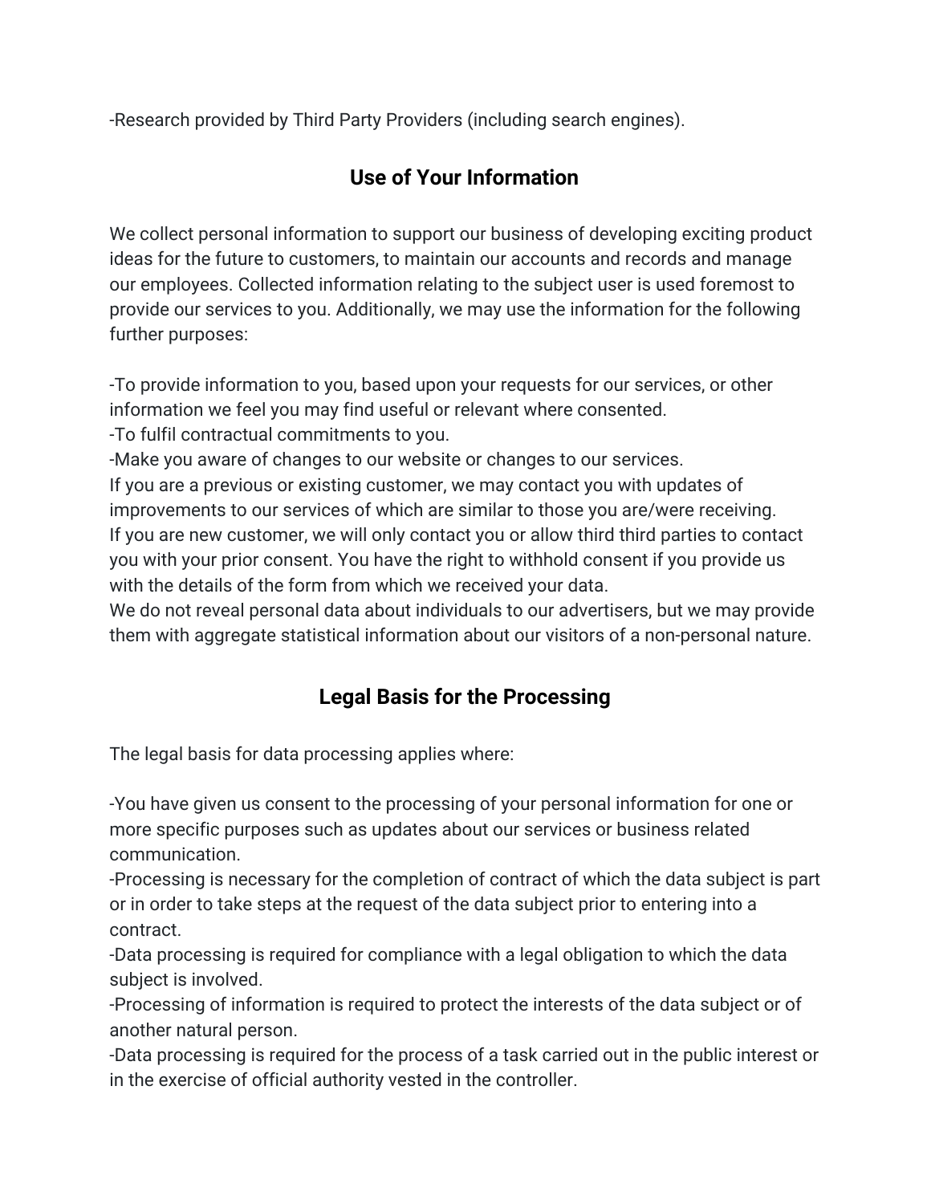-Research provided by Third Party Providers (including search engines).

## Use of Your Information

We collect personal information to support our business of developing exciting product ideas for the future to customers, to maintain our accounts and records and manage our employees. Collected information relating to the subject user is used foremost to provide our services to you. Additionally, we may use the information for the following further purposes:

-To provide information to you, based upon your requests for our services, or other information we feel you may find useful or relevant where consented.
-To fulfil contractual commitments to you.
-Make you aware of changes to our website or changes to our services.
If you are a previous or existing customer, we may contact you with updates of improvements to our services of which are similar to those you are/were receiving.
If you are new customer, we will only contact you or allow third third parties to contact you with your prior consent. You have the right to withhold consent if you provide us with the details of the form from which we received your data.
We do not reveal personal data about individuals to our advertisers, but we may provide them with aggregate statistical information about our visitors of a non-personal nature.

## Legal Basis for the Processing

The legal basis for data processing applies where:

-You have given us consent to the processing of your personal information for one or more specific purposes such as updates about our services or business related communication.
-Processing is necessary for the completion of contract of which the data subject is part or in order to take steps at the request of the data subject prior to entering into a contract.
-Data processing is required for compliance with a legal obligation to which the data subject is involved.
-Processing of information is required to protect the interests of the data subject or of another natural person.
-Data processing is required for the process of a task carried out in the public interest or in the exercise of official authority vested in the controller.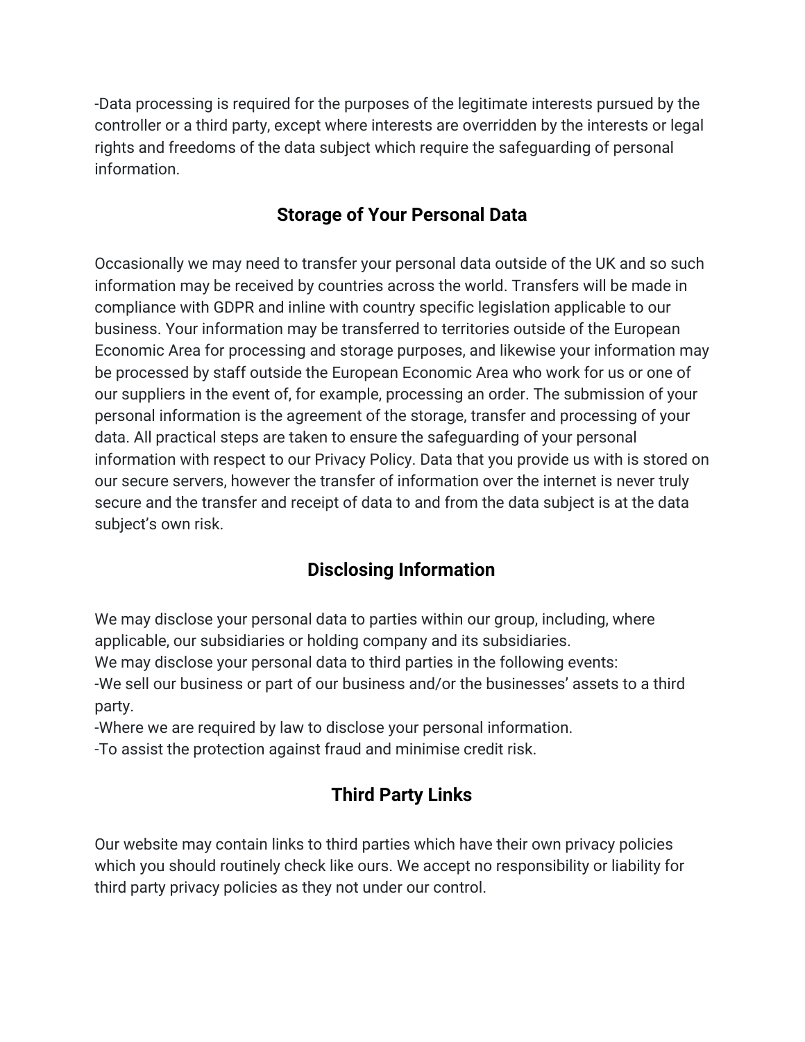-Data processing is required for the purposes of the legitimate interests pursued by the controller or a third party, except where interests are overridden by the interests or legal rights and freedoms of the data subject which require the safeguarding of personal information.

## Storage of Your Personal Data

Occasionally we may need to transfer your personal data outside of the UK and so such information may be received by countries across the world. Transfers will be made in compliance with GDPR and inline with country specific legislation applicable to our business. Your information may be transferred to territories outside of the European Economic Area for processing and storage purposes, and likewise your information may be processed by staff outside the European Economic Area who work for us or one of our suppliers in the event of, for example, processing an order. The submission of your personal information is the agreement of the storage, transfer and processing of your data. All practical steps are taken to ensure the safeguarding of your personal information with respect to our Privacy Policy. Data that you provide us with is stored on our secure servers, however the transfer of information over the internet is never truly secure and the transfer and receipt of data to and from the data subject is at the data subject's own risk.

## Disclosing Information

We may disclose your personal data to parties within our group, including, where applicable, our subsidiaries or holding company and its subsidiaries.
We may disclose your personal data to third parties in the following events:
-We sell our business or part of our business and/or the businesses' assets to a third party.
-Where we are required by law to disclose your personal information.
-To assist the protection against fraud and minimise credit risk.

## Third Party Links

Our website may contain links to third parties which have their own privacy policies which you should routinely check like ours. We accept no responsibility or liability for third party privacy policies as they not under our control.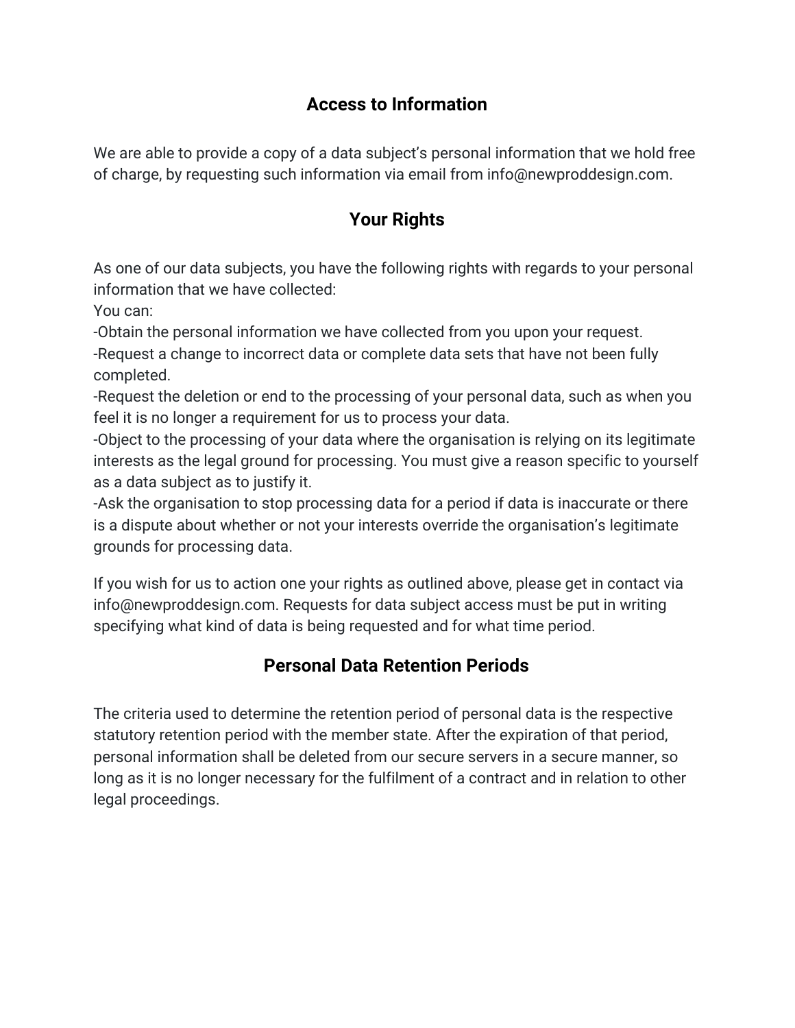## Access to Information

We are able to provide a copy of a data subject's personal information that we hold free of charge, by requesting such information via email from info@newproddesign.com.

## Your Rights

As one of our data subjects, you have the following rights with regards to your personal information that we have collected:
You can:
-Obtain the personal information we have collected from you upon your request.
-Request a change to incorrect data or complete data sets that have not been fully completed.
-Request the deletion or end to the processing of your personal data, such as when you feel it is no longer a requirement for us to process your data.
-Object to the processing of your data where the organisation is relying on its legitimate interests as the legal ground for processing. You must give a reason specific to yourself as a data subject as to justify it.
-Ask the organisation to stop processing data for a period if data is inaccurate or there is a dispute about whether or not your interests override the organisation's legitimate grounds for processing data.

If you wish for us to action one your rights as outlined above, please get in contact via info@newproddesign.com. Requests for data subject access must be put in writing specifying what kind of data is being requested and for what time period.

## Personal Data Retention Periods

The criteria used to determine the retention period of personal data is the respective statutory retention period with the member state. After the expiration of that period, personal information shall be deleted from our secure servers in a secure manner, so long as it is no longer necessary for the fulfilment of a contract and in relation to other legal proceedings.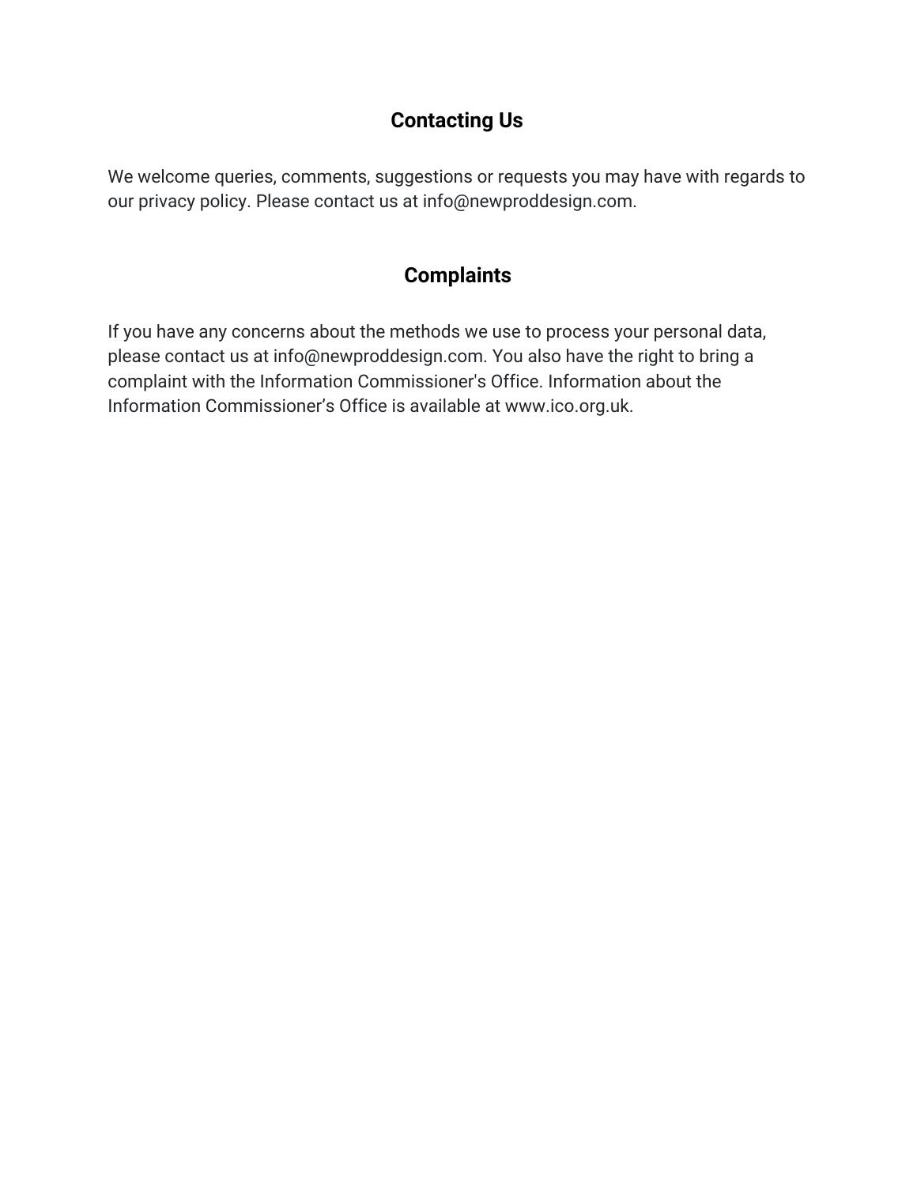## Contacting Us

We welcome queries, comments, suggestions or requests you may have with regards to our privacy policy. Please contact us at info@newproddesign.com.

## Complaints

If you have any concerns about the methods we use to process your personal data, please contact us at info@newproddesign.com. You also have the right to bring a complaint with the Information Commissioner's Office. Information about the Information Commissioner’s Office is available at www.ico.org.uk.